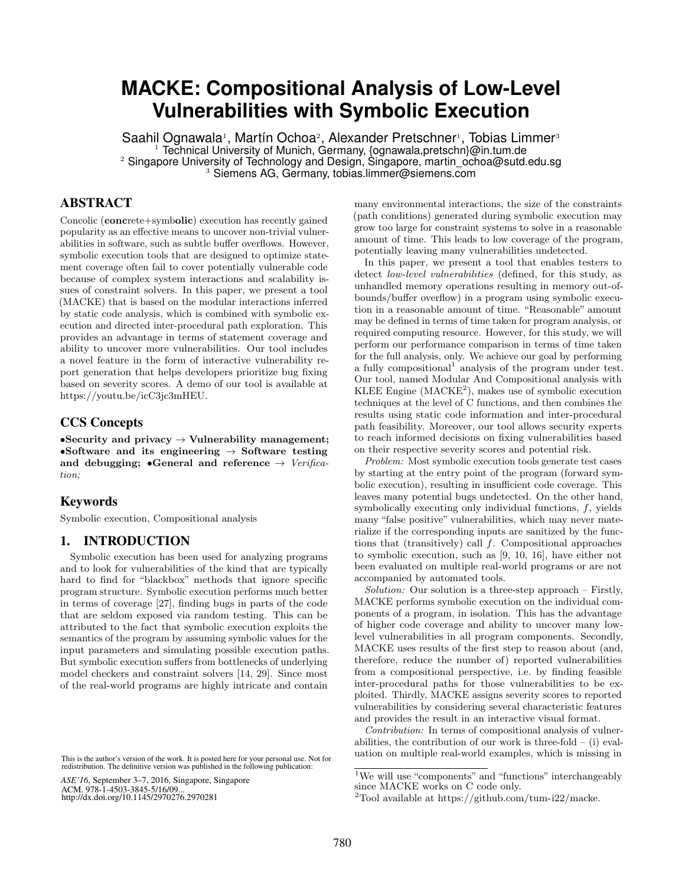# MACKE: Compositional Analysis of Low-Level Vulnerabilities with Symbolic Execution

Saahil Ognawala[1], Martín Ochoa[2], Alexander Pretschner[1], Tobias Limmer[3]

[1] Technical University of Munich, Germany, {ognawala,pretschn}@in.tum.de
[2] Singapore University of Technology and Design, Singapore, martin_ochoa@sutd.edu.sg
[3] Siemens AG, Germany, tobias.limmer@siemens.com

## ABSTRACT

Concolic (**conc**rete+symb**olic**) execution has recently gained popularity as an effective means to uncover non-trivial vulnerabilities in software, such as subtle buffer overflows. However, symbolic execution tools that are designed to optimize statement coverage often fail to cover potentially vulnerable code because of complex system interactions and scalability issues of constraint solvers. In this paper, we present a tool (MACKE) that is based on the modular interactions inferred by static code analysis, which is combined with symbolic execution and directed inter-procedural path exploration. This provides an advantage in terms of statement coverage and ability to uncover more vulnerabilities. Our tool includes a novel feature in the form of interactive vulnerability report generation that helps developers prioritize bug fixing based on severity scores. A demo of our tool is available at https://youtu.be/icC3jc3mHEU.

## CCS Concepts

**•Security and privacy → Vulnerability management; •Software and its engineering → Software testing and debugging; •General and reference →** *Verification;*

## Keywords

Symbolic execution, Compositional analysis

## 1. INTRODUCTION

Symbolic execution has been used for analyzing programs and to look for vulnerabilities of the kind that are typically hard to find for "blackbox" methods that ignore specific program structure. Symbolic execution performs much better in terms of coverage [27], finding bugs in parts of the code that are seldom exposed via random testing. This can be attributed to the fact that symbolic execution exploits the semantics of the program by assuming symbolic values for the input parameters and simulating possible execution paths. But symbolic execution suffers from bottlenecks of underlying model checkers and constraint solvers [14, 29]. Since most of the real-world programs are highly intricate and contain many environmental interactions, the size of the constraints (path conditions) generated during symbolic execution may grow too large for constraint systems to solve in a reasonable amount of time. This leads to low coverage of the program, potentially leaving many vulnerabilities undetected.

In this paper, we present a tool that enables testers to detect *low-level vulnerabilities* (defined, for this study, as unhandled memory operations resulting in memory out-of-bounds/buffer overflow) in a program using symbolic execution in a reasonable amount of time. "Reasonable" amount may be defined in terms of time taken for program analysis, or required computing resource. However, for this study, we will perform our performance comparison in terms of time taken for the full analysis, only. We achieve our goal by performing a fully compositional[1] analysis of the program under test. Our tool, named Modular And Compositional analysis with KLEE Engine (MACKE[2]), makes use of symbolic execution techniques at the level of C functions, and then combines the results using static code information and inter-procedural path feasibility. Moreover, our tool allows security experts to reach informed decisions on fixing vulnerabilities based on their respective severity scores and potential risk.

*Problem:* Most symbolic execution tools generate test cases by starting at the entry point of the program (forward symbolic execution), resulting in insufficient code coverage. This leaves many potential bugs undetected. On the other hand, symbolically executing only individual functions, $f$, yields many "false positive" vulnerabilities, which may never materialize if the corresponding inputs are sanitized by the functions that (transitively) call $f$. Compositional approaches to symbolic execution, such as [9, 10, 16], have either not been evaluated on multiple real-world programs or are not accompanied by automated tools.

*Solution:* Our solution is a three-step approach – Firstly, MACKE performs symbolic execution on the individual components of a program, in isolation. This has the advantage of higher code coverage and ability to uncover many low-level vulnerabilities in all program components. Secondly, MACKE uses results of the first step to reason about (and, therefore, reduce the number of) reported vulnerabilities from a compositional perspective, i.e. by finding feasible inter-procedural paths for those vulnerabilities to be exploited. Thirdly, MACKE assigns severity scores to reported vulnerabilities by considering several characteristic features and provides the result in an interactive visual format.

*Contribution:* In terms of compositional analysis of vulnerabilities, the contribution of our work is three-fold – (i) evaluation on multiple real-world examples, which is missing in

[1] We will use "components" and "functions" interchangeably since MACKE works on C code only.

[2] Tool available at https://github.com/tum-i22/macke.

This is the author's version of the work. It is posted here for your personal use. Not for redistribution. The definitive version was published in the following publication:

*ASE'16*, September 3–7, 2016, Singapore, Singapore
ACM. 978-1-4503-3845-5/16/09...
http://dx.doi.org/10.1145/2970276.2970281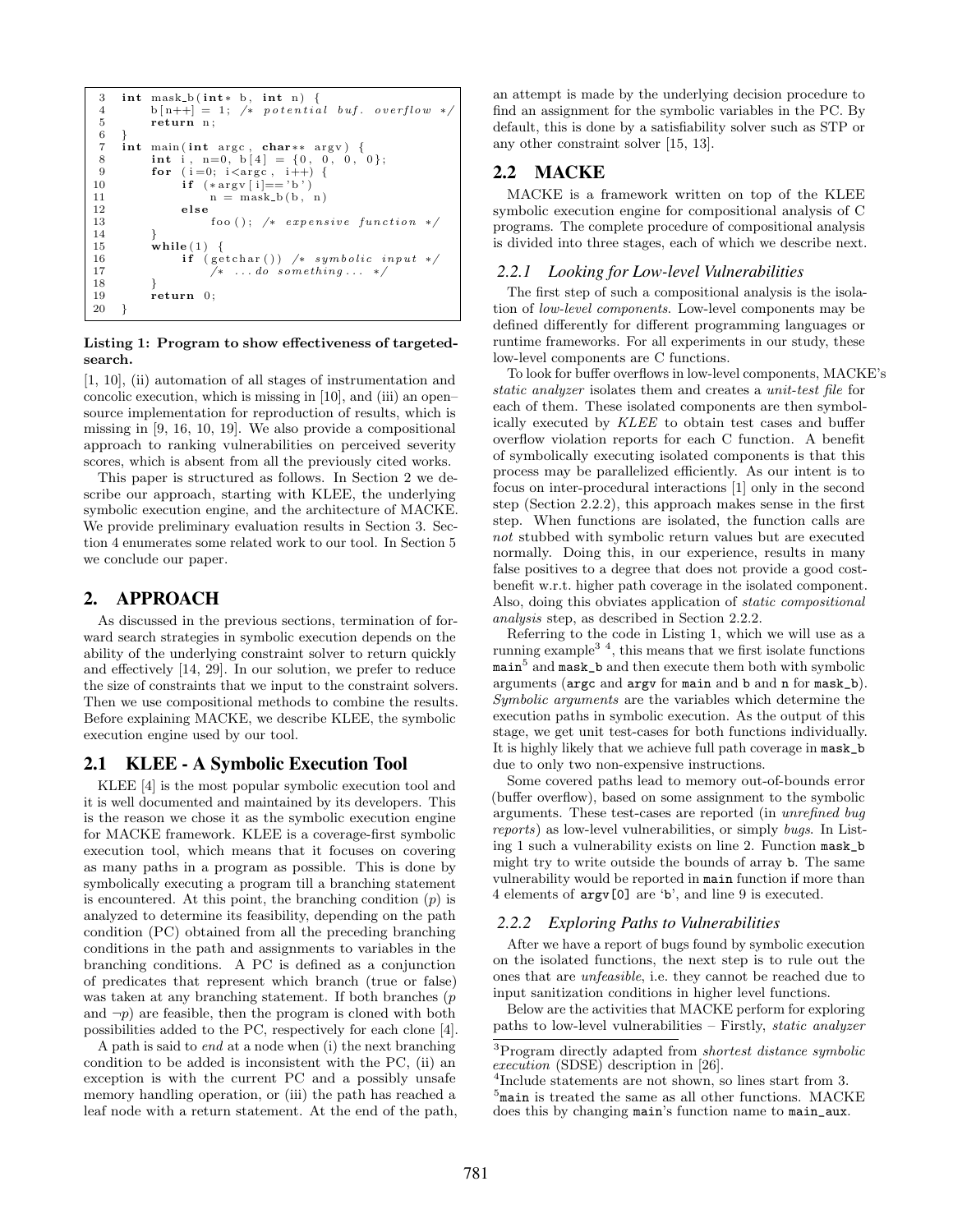```
3   int mask_b(int* b, int n) {
4       b[n++] = 1; /* potential buf. overflow */
5       return n;
6   }
7   int main(int argc, char** argv) {
8       int i, n=0, b[4] = {0, 0, 0, 0};
9       for (i=0; i<argc, i++) {
10          if (*argv[i]=='b')
11              n = mask_b(b, n)
12          else
13              foo(); /* expensive function */
14      }
15      while(1) {
16          if (getchar()) /* symbolic input */
17              /* ...do something... */
18      }
19      return 0;
20  }
```

**Listing 1: Program to show effectiveness of targeted-search.**

[1, 10], (ii) automation of all stages of instrumentation and concolic execution, which is missing in [10], and (iii) an open–source implementation for reproduction of results, which is missing in [9, 16, 10, 19]. We also provide a compositional approach to ranking vulnerabilities on perceived severity scores, which is absent from all the previously cited works.

This paper is structured as follows. In Section 2 we describe our approach, starting with KLEE, the underlying symbolic execution engine, and the architecture of MACKE. We provide preliminary evaluation results in Section 3. Section 4 enumerates some related work to our tool. In Section 5 we conclude our paper.

## 2. APPROACH

As discussed in the previous sections, termination of forward search strategies in symbolic execution depends on the ability of the underlying constraint solver to return quickly and effectively [14, 29]. In our solution, we prefer to reduce the size of constraints that we input to the constraint solvers. Then we use compositional methods to combine the results. Before explaining MACKE, we describe KLEE, the symbolic execution engine used by our tool.

### 2.1 KLEE - A Symbolic Execution Tool

KLEE [4] is the most popular symbolic execution tool and it is well documented and maintained by its developers. This is the reason we chose it as the symbolic execution engine for MACKE framework. KLEE is a coverage-first symbolic execution tool, which means that it focuses on covering as many paths in a program as possible. This is done by symbolically executing a program till a branching statement is encountered. At this point, the branching condition ($p$) is analyzed to determine its feasibility, depending on the path condition (PC) obtained from all the preceding branching conditions in the path and assignments to variables in the branching conditions. A PC is defined as a conjunction of predicates that represent which branch (true or false) was taken at any branching statement. If both branches ($p$ and $\neg p$) are feasible, then the program is cloned with both possibilities added to the PC, respectively for each clone [4].

A path is said to *end* at a node when (i) the next branching condition to be added is inconsistent with the PC, (ii) an exception is with the current PC and a possibly unsafe memory handling operation, or (iii) the path has reached a leaf node with a return statement. At the end of the path, an attempt is made by the underlying decision procedure to find an assignment for the symbolic variables in the PC. By default, this is done by a satisfiability solver such as STP or any other constraint solver [15, 13].

### 2.2 MACKE

MACKE is a framework written on top of the KLEE symbolic execution engine for compositional analysis of C programs. The complete procedure of compositional analysis is divided into three stages, each of which we describe next.

#### 2.2.1 Looking for Low-level Vulnerabilities

The first step of such a compositional analysis is the isolation of *low-level components*. Low-level components may be defined differently for different programming languages or runtime frameworks. For all experiments in our study, these low-level components are C functions.

To look for buffer overflows in low-level components, MACKE's *static analyzer* isolates them and creates a *unit-test file* for each of them. These isolated components are then symbolically executed by *KLEE* to obtain test cases and buffer overflow violation reports for each C function. A benefit of symbolically executing isolated components is that this process may be parallelized efficiently. As our intent is to focus on inter-procedural interactions [1] only in the second step (Section 2.2.2), this approach makes sense in the first step. When functions are isolated, the function calls are *not* stubbed with symbolic return values but are executed normally. Doing this, in our experience, results in many false positives to a degree that does not provide a good cost-benefit w.r.t. higher path coverage in the isolated component. Also, doing this obviates application of *static compositional analysis* step, as described in Section 2.2.2.

Referring to the code in Listing 1, which we will use as a running example[3] [4], this means that we first isolate functions `main`[5] and `mask_b` and then execute them both with symbolic arguments (`argc` and `argv` for `main` and `b` and `n` for `mask_b`). *Symbolic arguments* are the variables which determine the execution paths in symbolic execution. As the output of this stage, we get unit test-cases for both functions individually. It is highly likely that we achieve full path coverage in `mask_b` due to only two non-expensive instructions.

Some covered paths lead to memory out-of-bounds error (buffer overflow), based on some assignment to the symbolic arguments. These test-cases are reported (in *unrefined bug reports*) as low-level vulnerabilities, or simply *bugs*. In Listing 1 such a vulnerability exists on line 2. Function `mask_b` might try to write outside the bounds of array `b`. The same vulnerability would be reported in `main` function if more than 4 elements of `argv[0]` are 'b', and line 9 is executed.

#### 2.2.2 Exploring Paths to Vulnerabilities

After we have a report of bugs found by symbolic execution on the isolated functions, the next step is to rule out the ones that are *unfeasible*, i.e. they cannot be reached due to input sanitization conditions in higher level functions.

Below are the activities that MACKE perform for exploring paths to low-level vulnerabilities – Firstly, *static analyzer*

[3] Program directly adapted from *shortest distance symbolic execution* (SDSE) description in [26].

[4] Include statements are not shown, so lines start from 3.

[5] `main` is treated the same as all other functions. MACKE does this by changing `main`'s function name to `main_aux`.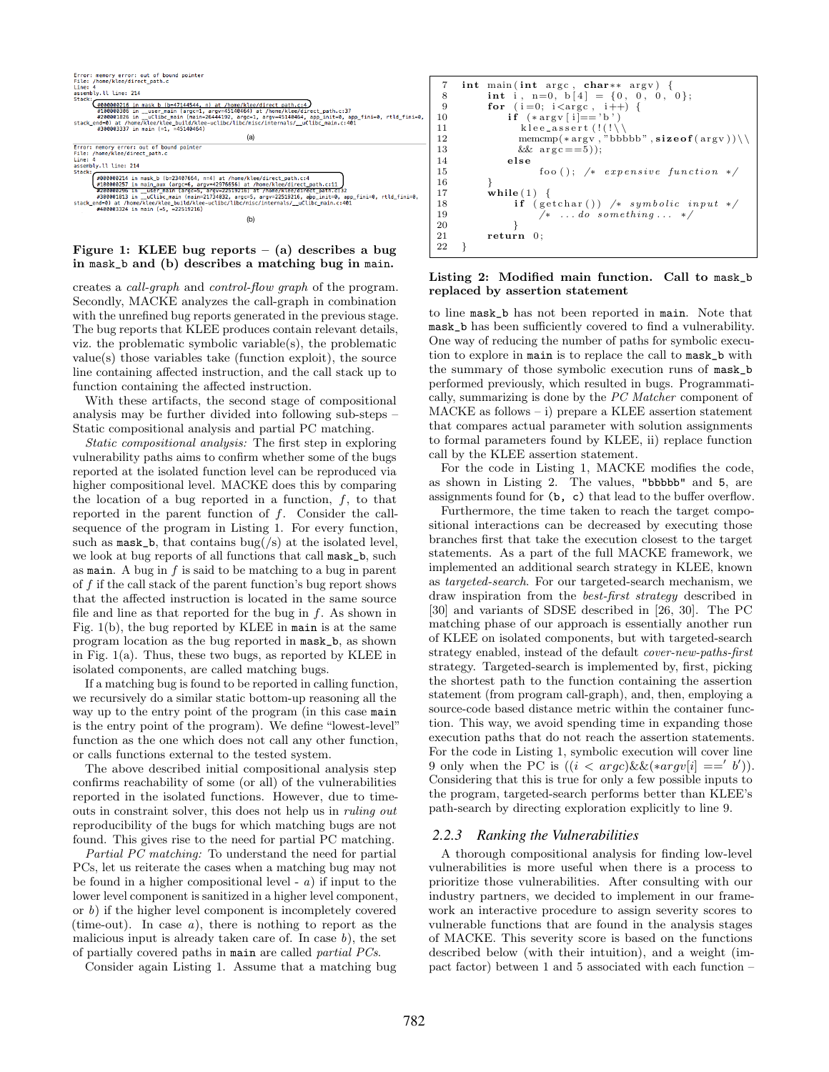```
Error: memory error: out of bound pointer
File: /home/klee/direct_path.c
Line: 4
assembly.ll line: 214
Stack:
        #000000216 in mask_b (b=47144544, n) at /home/klee/direct_path.c:4
        #100000300 in __user_main (argc=1, argv=45140464) at /home/klee/direct_path.c:37
        #200001026 in __uClibc_main (main=26444192, argc=1, argv=45140464, app_init=0, app_fini=0, rtld_fini=0,
stack_end=0) at /home/klee/klee_build/klee-uclibc/libc/misc/internals/__uClibc_main.c:401
        #300003337 in main (=1, =45140464)
```

(a)

```
Error: memory error: out of bound pointer
File: /home/klee/direct_path.c
Line: 4
assembly.ll line: 214
Stack:
        #000000214 in mask_b (b=23407664, n=4) at /home/klee/direct_path.c:4
        #100000257 in main_aux (argc=6, argv=42976656) at /home/klee/direct_path.c:11
        #200000298 in __user_main (argc=5, argv=22519216) at /home/klee/direct_path.c:32
        #300001013 in __uClibc_main (main=21734832, argc=5, argv=22519216, app_init=0, app_fini=0, rtld_fini=0,
stack_end=0) at /home/klee/klee_build/klee-uclibc/libc/misc/internals/__uClibc_main.c:401
        #400003324 in main (=5, =22519216)
```

(b)

**Figure 1: KLEE bug reports – (a) describes a bug in mask_b and (b) describes a matching bug in main.**

creates a *call-graph* and *control-flow graph* of the program. Secondly, MACKE analyzes the call-graph in combination with the unrefined bug reports generated in the previous stage. The bug reports that KLEE produces contain relevant details, viz. the problematic symbolic variable(s), the problematic value(s) those variables take (function exploit), the source line containing affected instruction, and the call stack up to function containing the affected instruction.

With these artifacts, the second stage of compositional analysis may be further divided into following sub-steps – Static compositional analysis and partial PC matching.

*Static compositional analysis:* The first step in exploring vulnerability paths aims to confirm whether some of the bugs reported at the isolated function level can be reproduced via higher compositional level. MACKE does this by comparing the location of a bug reported in a function, $f$, to that reported in the parent function of $f$. Consider the call-sequence of the program in Listing 1. For every function, such as mask_b, that contains bug(/s) at the isolated level, we look at bug reports of all functions that call mask_b, such as main. A bug in $f$ is said to be matching to a bug in parent of $f$ if the call stack of the parent function's bug report shows that the affected instruction is located in the same source file and line as that reported for the bug in $f$. As shown in Fig. 1(b), the bug reported by KLEE in main is at the same program location as the bug reported in mask_b, as shown in Fig. 1(a). Thus, these two bugs, as reported by KLEE in isolated components, are called matching bugs.

If a matching bug is found to be reported in calling function, we recursively do a similar static bottom-up reasoning all the way up to the entry point of the program (in this case main is the entry point of the program). We define "lowest-level" function as the one which does not call any other function, or calls functions external to the tested system.

The above described initial compositional analysis step confirms reachability of some (or all) of the vulnerabilities reported in the isolated functions. However, due to time-outs in constraint solver, this does not help us in *ruling out* reproducibility of the bugs for which matching bugs are not found. This gives rise to the need for partial PC matching.

*Partial PC matching:* To understand the need for partial PCs, let us reiterate the cases when a matching bug may not be found in a higher compositional level - $a$) if input to the lower level component is sanitized in a higher level component, or $b$) if the higher level component is incompletely covered (time-out). In case $a$), there is nothing to report as the malicious input is already taken care of. In case $b$), the set of partially covered paths in main are called *partial PCs*.

Consider again Listing 1. Assume that a matching bug

```
 7  int main(int argc, char** argv) {
 8      int i, n=0, b[4] = {0, 0, 0, 0};
 9      for (i=0; i<argc, i++) {
10          if (*argv[i]=='b')
11             klee_assert(!(!\\
12             memcmp(*argv,"bbbbb",sizeof(argv))\\
13             && argc==5));
14          else
15               foo(); /* expensive function */
16      }
17      while(1) {
18          if (getchar()) /* symbolic input */
19               /* ...do something... */
20          }
21      return 0;
22  }
```

**Listing 2: Modified main function. Call to mask_b replaced by assertion statement**

to line mask_b has not been reported in main. Note that mask_b has been sufficiently covered to find a vulnerability. One way of reducing the number of paths for symbolic execution to explore in main is to replace the call to mask_b with the summary of those symbolic execution runs of mask_b performed previously, which resulted in bugs. Programmatically, summarizing is done by the *PC Matcher* component of MACKE as follows – i) prepare a KLEE assertion statement that compares actual parameter with solution assignments to formal parameters found by KLEE, ii) replace function call by the KLEE assertion statement.

For the code in Listing 1, MACKE modifies the code, as shown in Listing 2. The values, "bbbbb" and 5, are assignments found for (b, c) that lead to the buffer overflow.

Furthermore, the time taken to reach the target compositional interactions can be decreased by executing those branches first that take the execution closest to the target statements. As a part of the full MACKE framework, we implemented an additional search strategy in KLEE, known as *targeted-search*. For our targeted-search mechanism, we draw inspiration from the *best-first strategy* described in [30] and variants of SDSE described in [26, 30]. The PC matching phase of our approach is essentially another run of KLEE on isolated components, but with targeted-search strategy enabled, instead of the default *cover-new-paths-first* strategy. Targeted-search is implemented by, first, picking the shortest path to the function containing the assertion statement (from program call-graph), and, then, employing a source-code based distance metric within the container function. This way, we avoid spending time in expanding those execution paths that do not reach the assertion statements. For the code in Listing 1, symbolic execution will cover line 9 only when the PC is $((i < argc)\&\&(*argv[i] ==' b'))$. Considering that this is true for only a few possible inputs to the program, targeted-search performs better than KLEE's path-search by directing exploration explicitly to line 9.

### 2.2.3 Ranking the Vulnerabilities

A thorough compositional analysis for finding low-level vulnerabilities is more useful when there is a process to prioritize those vulnerabilities. After consulting with our industry partners, we decided to implement in our framework an interactive procedure to assign severity scores to vulnerable functions that are found in the analysis stages of MACKE. This severity score is based on the functions described below (with their intuition), and a weight (impact factor) between 1 and 5 associated with each function –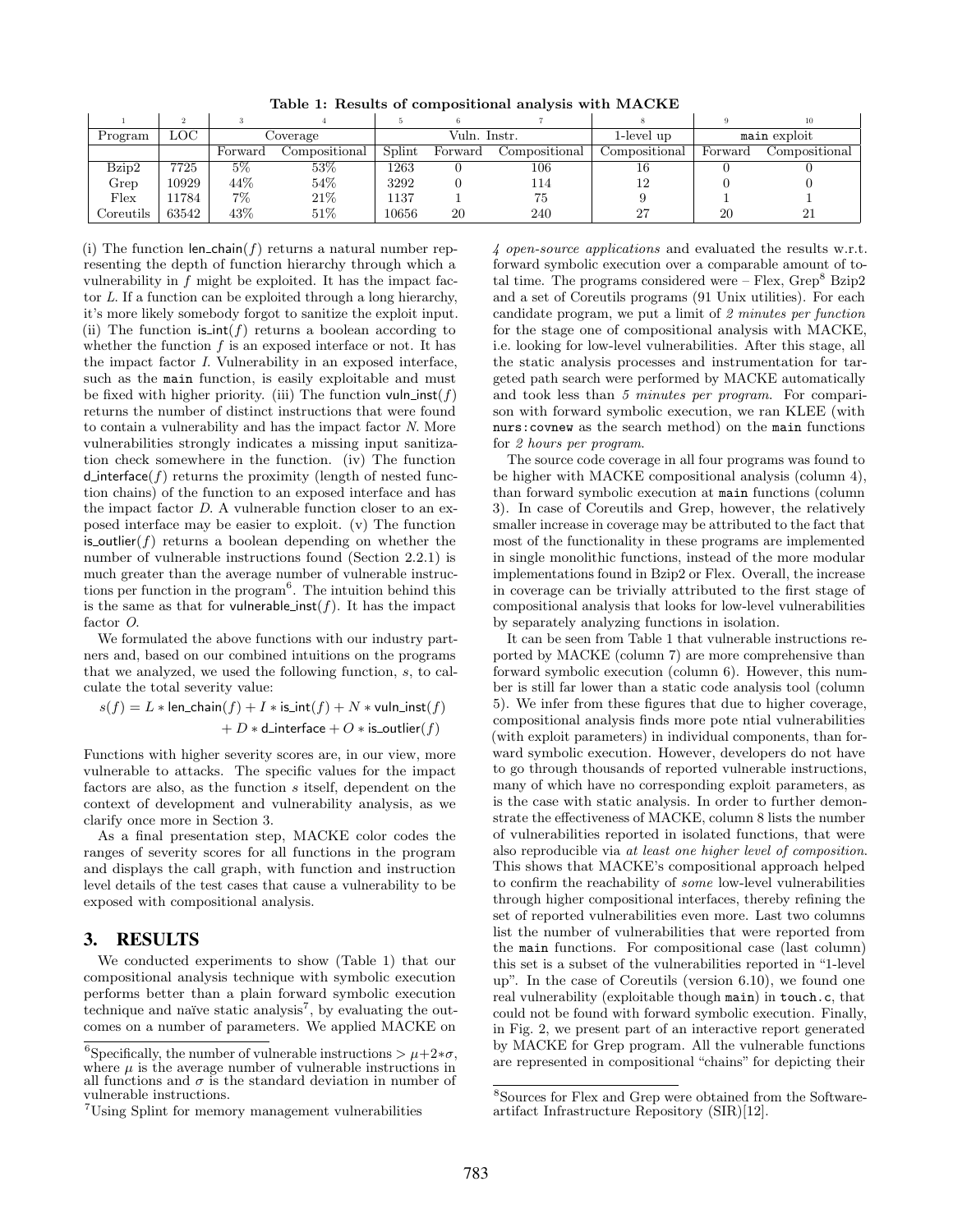**Table 1: Results of compositional analysis with MACKE**

| 1 | 2 | 3 | 4 | 5 | 6 | 7 | 8 | 9 | 10 |
|---|---|---|---|---|---|---|---|---|---|
| Program | LOC | Coverage | | Vuln. Instr. | | | 1-level up | main exploit | |
| | | Forward | Compositional | Splint | Forward | Compositional | Compositional | Forward | Compositional |
| Bzip2 | 7725 | 5% | 53% | 1263 | 0 | 106 | 16 | 0 | 0 |
| Grep | 10929 | 44% | 54% | 3292 | 0 | 114 | 12 | 0 | 0 |
| Flex | 11784 | 7% | 21% | 1137 | 1 | 75 | 9 | 1 | 1 |
| Coreutils | 63542 | 43% | 51% | 10656 | 20 | 240 | 27 | 20 | 21 |

(i) The function len_chain($f$) returns a natural number representing the depth of function hierarchy through which a vulnerability in $f$ might be exploited. It has the impact factor $L$. If a function can be exploited through a long hierarchy, it's more likely somebody forgot to sanitize the exploit input. (ii) The function is_int($f$) returns a boolean according to whether the function $f$ is an exposed interface or not. It has the impact factor $I$. Vulnerability in an exposed interface, such as the main function, is easily exploitable and must be fixed with higher priority. (iii) The function vuln_inst($f$) returns the number of distinct instructions that were found to contain a vulnerability and has the impact factor $N$. More vulnerabilities strongly indicates a missing input sanitization check somewhere in the function. (iv) The function d_interface($f$) returns the proximity (length of nested function chains) of the function to an exposed interface and has the impact factor $D$. A vulnerable function closer to an exposed interface may be easier to exploit. (v) The function is_outlier($f$) returns a boolean depending on whether the number of vulnerable instructions found (Section 2.2.1) is much greater than the average number of vulnerable instructions per function in the program[6]. The intuition behind this is the same as that for vulnerable_inst($f$). It has the impact factor $O$.

We formulated the above functions with our industry partners and, based on our combined intuitions on the programs that we analyzed, we used the following function, $s$, to calculate the total severity value:

$$s(f) = L * \mathsf{len\_chain}(f) + I * \mathsf{is\_int}(f) + N * \mathsf{vuln\_inst}(f) + D * \mathsf{d\_interface} + O * \mathsf{is\_outlier}(f)$$

Functions with higher severity scores are, in our view, more vulnerable to attacks. The specific values for the impact factors are also, as the function $s$ itself, dependent on the context of development and vulnerability analysis, as we clarify once more in Section 3.

As a final presentation step, MACKE color codes the ranges of severity scores for all functions in the program and displays the call graph, with function and instruction level details of the test cases that cause a vulnerability to be exposed with compositional analysis.

## 3. RESULTS

We conducted experiments to show (Table 1) that our compositional analysis technique with symbolic execution performs better than a plain forward symbolic execution technique and naïve static analysis[7], by evaluating the outcomes on a number of parameters. We applied MACKE on *4 open-source applications* and evaluated the results w.r.t. forward symbolic execution over a comparable amount of total time. The programs considered were – Flex, Grep[8] Bzip2 and a set of Coreutils programs (91 Unix utilities). For each candidate program, we put a limit of *2 minutes per function* for the stage one of compositional analysis with MACKE, i.e. looking for low-level vulnerabilities. After this stage, all the static analysis processes and instrumentation for targeted path search were performed by MACKE automatically and took less than *5 minutes per program*. For comparison with forward symbolic execution, we ran KLEE (with `nurs:covnew` as the search method) on the main functions for *2 hours per program*.

The source code coverage in all four programs was found to be higher with MACKE compositional analysis (column 4), than forward symbolic execution at main functions (column 3). In case of Coreutils and Grep, however, the relatively smaller increase in coverage may be attributed to the fact that most of the functionality in these programs are implemented in single monolithic functions, instead of the more modular implementations found in Bzip2 or Flex. Overall, the increase in coverage can be trivially attributed to the first stage of compositional analysis that looks for low-level vulnerabilities by separately analyzing functions in isolation.

It can be seen from Table 1 that vulnerable instructions reported by MACKE (column 7) are more comprehensive than forward symbolic execution (column 6). However, this number is still far lower than a static code analysis tool (column 5). We infer from these figures that due to higher coverage, compositional analysis finds more pote ntial vulnerabilities (with exploit parameters) in individual components, than forward symbolic execution. However, developers do not have to go through thousands of reported vulnerable instructions, many of which have no corresponding exploit parameters, as is the case with static analysis. In order to further demonstrate the effectiveness of MACKE, column 8 lists the number of vulnerabilities reported in isolated functions, that were also reproducible via *at least one higher level of composition*. This shows that MACKE's compositional approach helped to confirm the reachability of *some* low-level vulnerabilities through higher compositional interfaces, thereby refining the set of reported vulnerabilities even more. Last two columns list the number of vulnerabilities that were reported from the main functions. For compositional case (last column) this set is a subset of the vulnerabilities reported in "1-level up". In the case of Coreutils (version 6.10), we found one real vulnerability (exploitable though main) in touch.c, that could not be found with forward symbolic execution. Finally, in Fig. 2, we present part of an interactive report generated by MACKE for Grep program. All the vulnerable functions are represented in compositional "chains" for depicting their

[6] Specifically, the number of vulnerable instructions $> \mu + 2 * \sigma$, where $\mu$ is the average number of vulnerable instructions in all functions and $\sigma$ is the standard deviation in number of vulnerable instructions.

[7] Using Splint for memory management vulnerabilities

[8] Sources for Flex and Grep were obtained from the Software-artifact Infrastructure Repository (SIR)[12].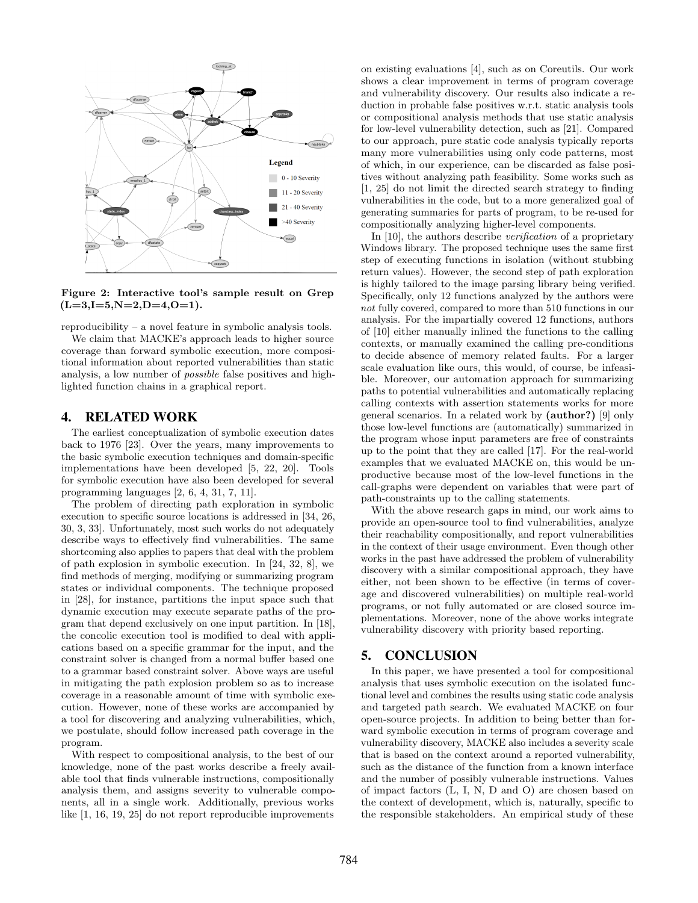**Figure 2: Interactive tool's sample result on Grep (L=3,I=5,N=2,D=4,O=1).**

reproducibility – a novel feature in symbolic analysis tools.

We claim that MACKE's approach leads to higher source coverage than forward symbolic execution, more compositional information about reported vulnerabilities than static analysis, a low number of *possible* false positives and highlighted function chains in a graphical report.

## 4. RELATED WORK

The earliest conceptualization of symbolic execution dates back to 1976 [23]. Over the years, many improvements to the basic symbolic execution techniques and domain-specific implementations have been developed [5, 22, 20]. Tools for symbolic execution have also been developed for several programming languages [2, 6, 4, 31, 7, 11].

The problem of directing path exploration in symbolic execution to specific source locations is addressed in [34, 26, 30, 3, 33]. Unfortunately, most such works do not adequately describe ways to effectively find vulnerabilities. The same shortcoming also applies to papers that deal with the problem of path explosion in symbolic execution. In [24, 32, 8], we find methods of merging, modifying or summarizing program states or individual components. The technique proposed in [28], for instance, partitions the input space such that dynamic execution may execute separate paths of the program that depend exclusively on one input partition. In [18], the concolic execution tool is modified to deal with applications based on a specific grammar for the input, and the constraint solver is changed from a normal buffer based one to a grammar based constraint solver. Above ways are useful in mitigating the path explosion problem so as to increase coverage in a reasonable amount of time with symbolic execution. However, none of these works are accompanied by a tool for discovering and analyzing vulnerabilities, which, we postulate, should follow increased path coverage in the program.

With respect to compositional analysis, to the best of our knowledge, none of the past works describe a freely available tool that finds vulnerable instructions, compositionally analysis them, and assigns severity to vulnerable components, all in a single work. Additionally, previous works like [1, 16, 19, 25] do not report reproducible improvements on existing evaluations [4], such as on Coreutils. Our work shows a clear improvement in terms of program coverage and vulnerability discovery. Our results also indicate a reduction in probable false positives w.r.t. static analysis tools or compositional analysis methods that use static analysis for low-level vulnerability detection, such as [21]. Compared to our approach, pure static code analysis typically reports many more vulnerabilities using only code patterns, most of which, in our experience, can be discarded as false positives without analyzing path feasibility. Some works such as [1, 25] do not limit the directed search strategy to finding vulnerabilities in the code, but to a more generalized goal of generating summaries for parts of program, to be re-used for compositionally analyzing higher-level components.

In [10], the authors describe *verification* of a proprietary Windows library. The proposed technique uses the same first step of executing functions in isolation (without stubbing return values). However, the second step of path exploration is highly tailored to the image parsing library being verified. Specifically, only 12 functions analyzed by the authors were *not* fully covered, compared to more than 510 functions in our analysis. For the impartially covered 12 functions, authors of [10] either manually inlined the functions to the calling contexts, or manually examined the calling pre-conditions to decide absence of memory related faults. For a larger scale evaluation like ours, this would, of course, be infeasible. Moreover, our automation approach for summarizing paths to potential vulnerabilities and automatically replacing calling contexts with assertion statements works for more general scenarios. In a related work by **(author?)** [9] only those low-level functions are (automatically) summarized in the program whose input parameters are free of constraints up to the point that they are called [17]. For the real-world examples that we evaluated MACKE on, this would be unproductive because most of the low-level functions in the call-graphs were dependent on variables that were part of path-constraints up to the calling statements.

With the above research gaps in mind, our work aims to provide an open-source tool to find vulnerabilities, analyze their reachability compositionally, and report vulnerabilities in the context of their usage environment. Even though other works in the past have addressed the problem of vulnerability discovery with a similar compositional approach, they have either, not been shown to be effective (in terms of coverage and discovered vulnerabilities) on multiple real-world programs, or not fully automated or are closed source implementations. Moreover, none of the above works integrate vulnerability discovery with priority based reporting.

## 5. CONCLUSION

In this paper, we have presented a tool for compositional analysis that uses symbolic execution on the isolated functional level and combines the results using static code analysis and targeted path search. We evaluated MACKE on four open-source projects. In addition to being better than forward symbolic execution in terms of program coverage and vulnerability discovery, MACKE also includes a severity scale that is based on the context around a reported vulnerability, such as the distance of the function from a known interface and the number of possibly vulnerable instructions. Values of impact factors (L, I, N, D and O) are chosen based on the context of development, which is, naturally, specific to the responsible stakeholders. An empirical study of these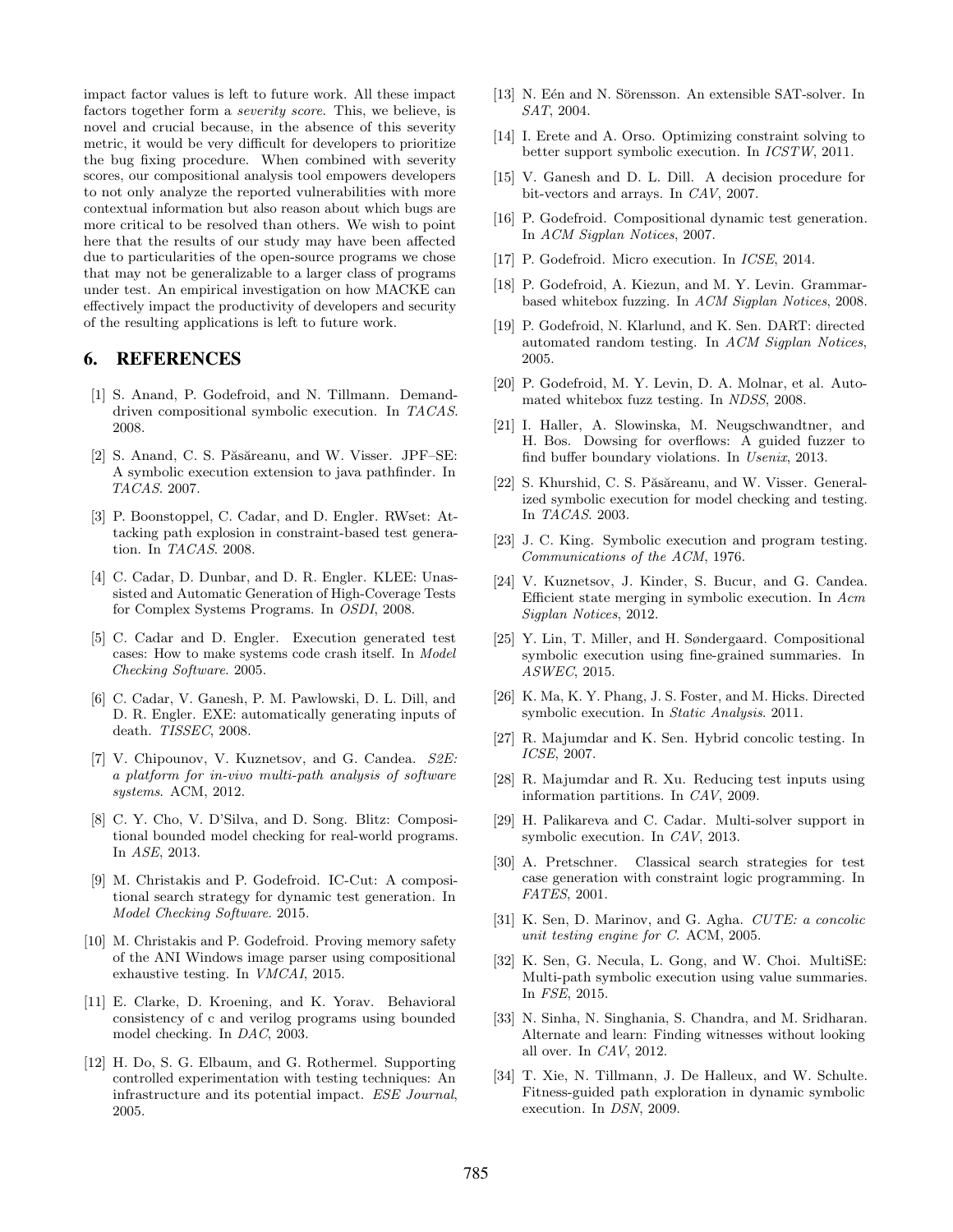impact factor values is left to future work. All these impact factors together form a *severity score*. This, we believe, is novel and crucial because, in the absence of this severity metric, it would be very difficult for developers to prioritize the bug fixing procedure. When combined with severity scores, our compositional analysis tool empowers developers to not only analyze the reported vulnerabilities with more contextual information but also reason about which bugs are more critical to be resolved than others. We wish to point here that the results of our study may have been affected due to particularities of the open-source programs we chose that may not be generalizable to a larger class of programs under test. An empirical investigation on how MACKE can effectively impact the productivity of developers and security of the resulting applications is left to future work.

## 6. REFERENCES

[1] S. Anand, P. Godefroid, and N. Tillmann. Demand-driven compositional symbolic execution. In *TACAS*. 2008.

[2] S. Anand, C. S. Păsăreanu, and W. Visser. JPF–SE: A symbolic execution extension to java pathfinder. In *TACAS*. 2007.

[3] P. Boonstoppel, C. Cadar, and D. Engler. RWset: Attacking path explosion in constraint-based test generation. In *TACAS*. 2008.

[4] C. Cadar, D. Dunbar, and D. R. Engler. KLEE: Unassisted and Automatic Generation of High-Coverage Tests for Complex Systems Programs. In *OSDI*, 2008.

[5] C. Cadar and D. Engler. Execution generated test cases: How to make systems code crash itself. In *Model Checking Software*. 2005.

[6] C. Cadar, V. Ganesh, P. M. Pawlowski, D. L. Dill, and D. R. Engler. EXE: automatically generating inputs of death. *TISSEC*, 2008.

[7] V. Chipounov, V. Kuznetsov, and G. Candea. *S2E: a platform for in-vivo multi-path analysis of software systems*. ACM, 2012.

[8] C. Y. Cho, V. D'Silva, and D. Song. Blitz: Compositional bounded model checking for real-world programs. In *ASE*, 2013.

[9] M. Christakis and P. Godefroid. IC-Cut: A compositional search strategy for dynamic test generation. In *Model Checking Software*. 2015.

[10] M. Christakis and P. Godefroid. Proving memory safety of the ANI Windows image parser using compositional exhaustive testing. In *VMCAI*, 2015.

[11] E. Clarke, D. Kroening, and K. Yorav. Behavioral consistency of c and verilog programs using bounded model checking. In *DAC*, 2003.

[12] H. Do, S. G. Elbaum, and G. Rothermel. Supporting controlled experimentation with testing techniques: An infrastructure and its potential impact. *ESE Journal*, 2005.

[13] N. Eén and N. Sörensson. An extensible SAT-solver. In *SAT*, 2004.

[14] I. Erete and A. Orso. Optimizing constraint solving to better support symbolic execution. In *ICSTW*, 2011.

[15] V. Ganesh and D. L. Dill. A decision procedure for bit-vectors and arrays. In *CAV*, 2007.

[16] P. Godefroid. Compositional dynamic test generation. In *ACM Sigplan Notices*, 2007.

[17] P. Godefroid. Micro execution. In *ICSE*, 2014.

[18] P. Godefroid, A. Kiezun, and M. Y. Levin. Grammar-based whitebox fuzzing. In *ACM Sigplan Notices*, 2008.

[19] P. Godefroid, N. Klarlund, and K. Sen. DART: directed automated random testing. In *ACM Sigplan Notices*, 2005.

[20] P. Godefroid, M. Y. Levin, D. A. Molnar, et al. Automated whitebox fuzz testing. In *NDSS*, 2008.

[21] I. Haller, A. Slowinska, M. Neugschwandtner, and H. Bos. Dowsing for overflows: A guided fuzzer to find buffer boundary violations. In *Usenix*, 2013.

[22] S. Khurshid, C. S. Păsăreanu, and W. Visser. Generalized symbolic execution for model checking and testing. In *TACAS*. 2003.

[23] J. C. King. Symbolic execution and program testing. *Communications of the ACM*, 1976.

[24] V. Kuznetsov, J. Kinder, S. Bucur, and G. Candea. Efficient state merging in symbolic execution. In *Acm Sigplan Notices*, 2012.

[25] Y. Lin, T. Miller, and H. Søndergaard. Compositional symbolic execution using fine-grained summaries. In *ASWEC*, 2015.

[26] K. Ma, K. Y. Phang, J. S. Foster, and M. Hicks. Directed symbolic execution. In *Static Analysis*. 2011.

[27] R. Majumdar and K. Sen. Hybrid concolic testing. In *ICSE*, 2007.

[28] R. Majumdar and R. Xu. Reducing test inputs using information partitions. In *CAV*, 2009.

[29] H. Palikareva and C. Cadar. Multi-solver support in symbolic execution. In *CAV*, 2013.

[30] A. Pretschner. Classical search strategies for test case generation with constraint logic programming. In *FATES*, 2001.

[31] K. Sen, D. Marinov, and G. Agha. *CUTE: a concolic unit testing engine for C*. ACM, 2005.

[32] K. Sen, G. Necula, L. Gong, and W. Choi. MultiSE: Multi-path symbolic execution using value summaries. In *FSE*, 2015.

[33] N. Sinha, N. Singhania, S. Chandra, and M. Sridharan. Alternate and learn: Finding witnesses without looking all over. In *CAV*, 2012.

[34] T. Xie, N. Tillmann, J. De Halleux, and W. Schulte. Fitness-guided path exploration in dynamic symbolic execution. In *DSN*, 2009.